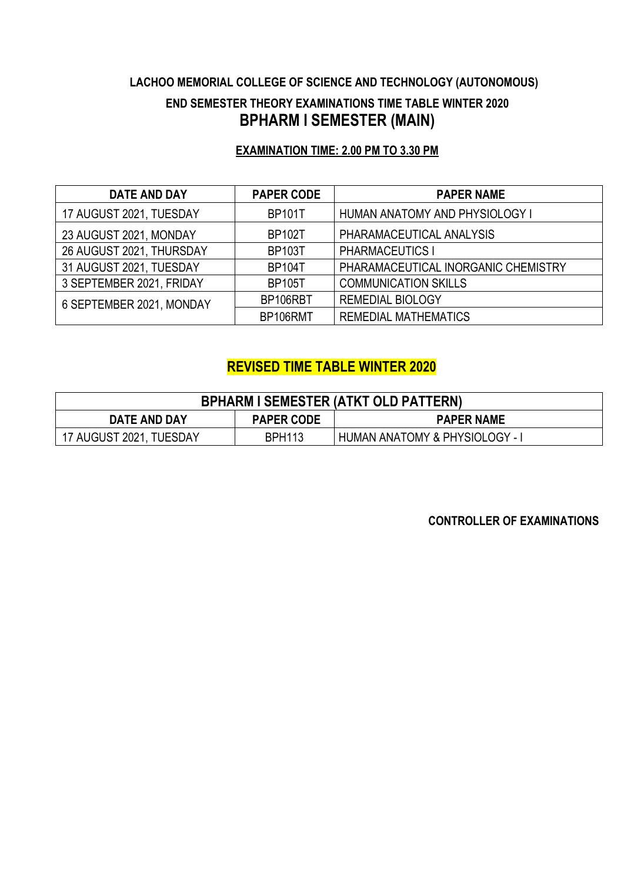**LACHOO MEMORIAL COLLEGE OF SCIENCE AND TECHNOLOGY (AUTONOMOUS)**

**END SEMESTER THEORY EXAMINATIONS TIME TABLE WINTER 2020**

# BPHARM I SEMESTER (MAIN)

**EXAMINATION TIME: 2.00 PM TO 3.30 PM**

| DATE AND DAY | PAPER CODE | PAPER NAME |
|---|---|---|
| 17 AUGUST 2021, TUESDAY | BP101T | HUMAN ANATOMY AND PHYSIOLOGY I |
| 23 AUGUST 2021, MONDAY | BP102T | PHARAMACEUTICAL ANALYSIS |
| 26 AUGUST 2021, THURSDAY | BP103T | PHARMACEUTICS I |
| 31 AUGUST 2021, TUESDAY | BP104T | PHARAMACEUTICAL INORGANIC CHEMISTRY |
| 3 SEPTEMBER 2021, FRIDAY | BP105T | COMMUNICATION SKILLS |
| 6 SEPTEMBER 2021, MONDAY | BP106RBT | REMEDIAL BIOLOGY |
| | BP106RMT | REMEDIAL MATHEMATICS |

## REVISED TIME TABLE WINTER 2020

| BPHARM I SEMESTER (ATKT OLD PATTERN) | | |
|---|---|---|
| DATE AND DAY | PAPER CODE | PAPER NAME |
| 17 AUGUST 2021, TUESDAY | BPH113 | HUMAN ANATOMY & PHYSIOLOGY - I |

**CONTROLLER OF EXAMINATIONS**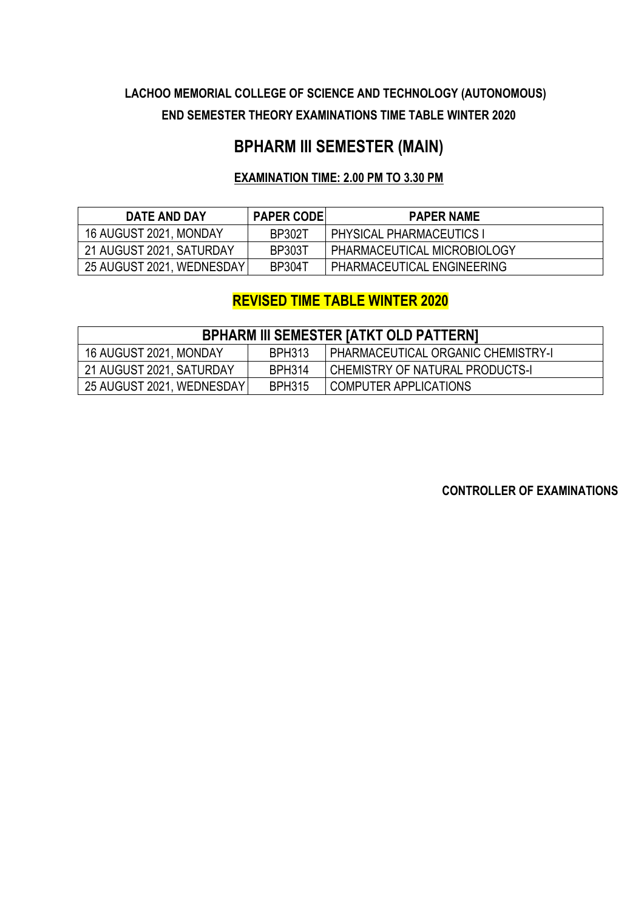**LACHOO MEMORIAL COLLEGE OF SCIENCE AND TECHNOLOGY (AUTONOMOUS)**

**END SEMESTER THEORY EXAMINATIONS TIME TABLE WINTER 2020**

# BPHARM III SEMESTER (MAIN)

**EXAMINATION TIME: 2.00 PM TO 3.30 PM**

| DATE AND DAY | PAPER CODE | PAPER NAME |
|---|---|---|
| 16 AUGUST 2021, MONDAY | BP302T | PHYSICAL PHARMACEUTICS I |
| 21 AUGUST 2021, SATURDAY | BP303T | PHARMACEUTICAL MICROBIOLOGY |
| 25 AUGUST 2021, WEDNESDAY | BP304T | PHARMACEUTICAL ENGINEERING |

**REVISED TIME TABLE WINTER 2020**

| BPHARM III SEMESTER [ATKT OLD PATTERN] | | |
|---|---|---|
| 16 AUGUST 2021, MONDAY | BPH313 | PHARMACEUTICAL ORGANIC CHEMISTRY-I |
| 21 AUGUST 2021, SATURDAY | BPH314 | CHEMISTRY OF NATURAL PRODUCTS-I |
| 25 AUGUST 2021, WEDNESDAY | BPH315 | COMPUTER APPLICATIONS |

**CONTROLLER OF EXAMINATIONS**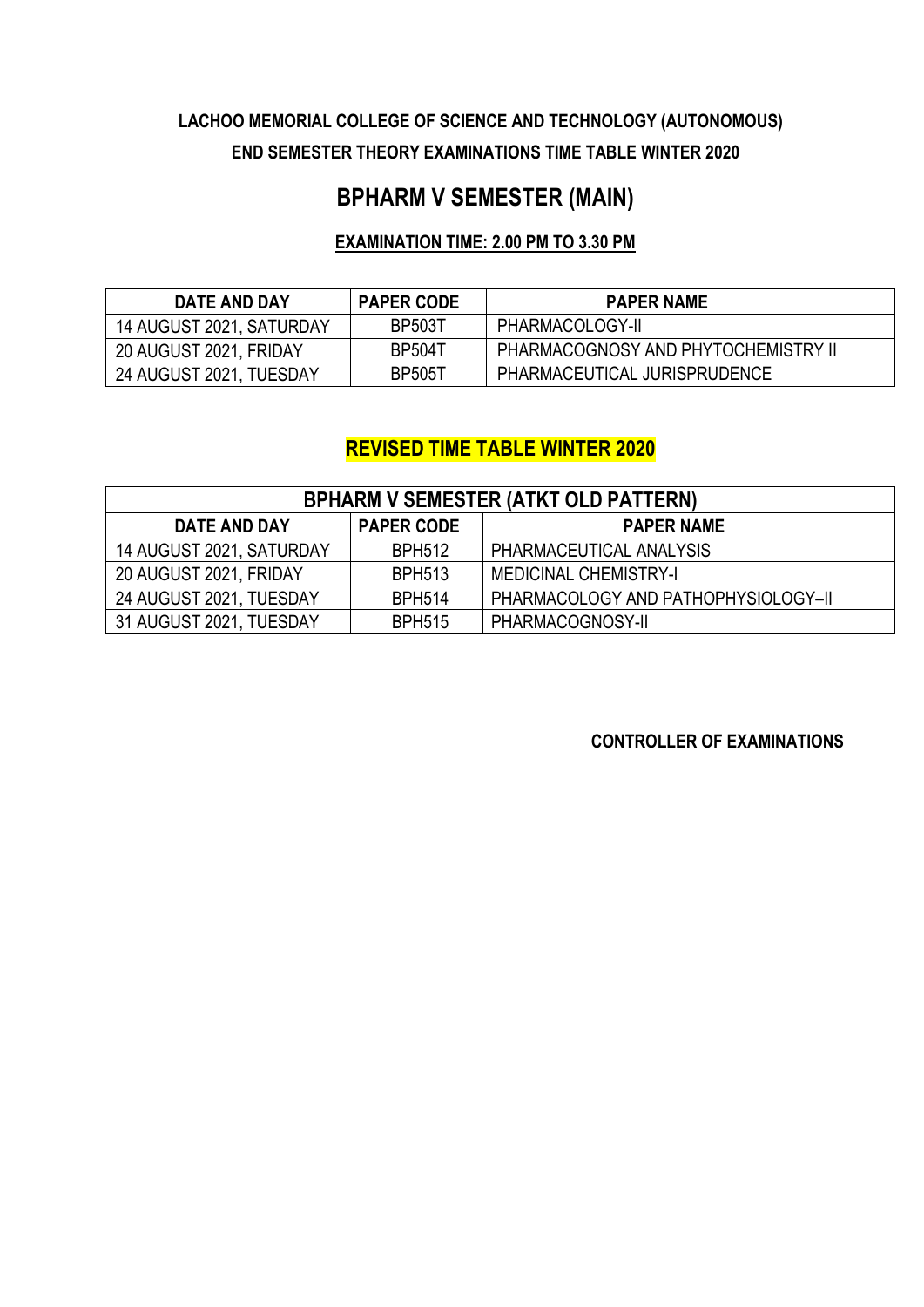**LACHOO MEMORIAL COLLEGE OF SCIENCE AND TECHNOLOGY (AUTONOMOUS)**

**END SEMESTER THEORY EXAMINATIONS TIME TABLE WINTER 2020**

# BPHARM V SEMESTER (MAIN)

**EXAMINATION TIME: 2.00 PM TO 3.30 PM**

| DATE AND DAY | PAPER CODE | PAPER NAME |
|---|---|---|
| 14 AUGUST 2021, SATURDAY | BP503T | PHARMACOLOGY-II |
| 20 AUGUST 2021, FRIDAY | BP504T | PHARMACOGNOSY AND PHYTOCHEMISTRY II |
| 24 AUGUST 2021, TUESDAY | BP505T | PHARMACEUTICAL JURISPRUDENCE |

## REVISED TIME TABLE WINTER 2020

| BPHARM V SEMESTER (ATKT OLD PATTERN) | | |
|---|---|---|
| **DATE AND DAY** | **PAPER CODE** | **PAPER NAME** |
| 14 AUGUST 2021, SATURDAY | BPH512 | PHARMACEUTICAL ANALYSIS |
| 20 AUGUST 2021, FRIDAY | BPH513 | MEDICINAL CHEMISTRY-I |
| 24 AUGUST 2021, TUESDAY | BPH514 | PHARMACOLOGY AND PATHOPHYSIOLOGY–II |
| 31 AUGUST 2021, TUESDAY | BPH515 | PHARMACOGNOSY-II |

**CONTROLLER OF EXAMINATIONS**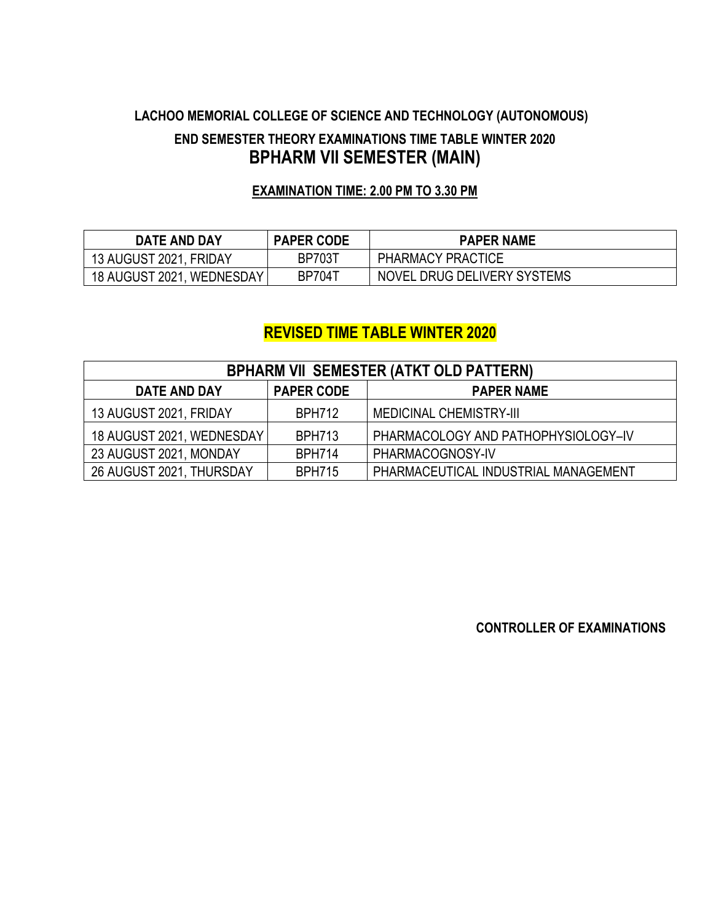**LACHOO MEMORIAL COLLEGE OF SCIENCE AND TECHNOLOGY (AUTONOMOUS)**

**END SEMESTER THEORY EXAMINATIONS TIME TABLE WINTER 2020**

## BPHARM VII SEMESTER (MAIN)

**EXAMINATION TIME: 2.00 PM TO 3.30 PM**

| DATE AND DAY | PAPER CODE | PAPER NAME |
|---|---|---|
| 13 AUGUST 2021, FRIDAY | BP703T | PHARMACY PRACTICE |
| 18 AUGUST 2021, WEDNESDAY | BP704T | NOVEL DRUG DELIVERY SYSTEMS |

## REVISED TIME TABLE WINTER 2020

| BPHARM VII SEMESTER (ATKT OLD PATTERN) | | |
|---|---|---|
| **DATE AND DAY** | **PAPER CODE** | **PAPER NAME** |
| 13 AUGUST 2021, FRIDAY | BPH712 | MEDICINAL CHEMISTRY-III |
| 18 AUGUST 2021, WEDNESDAY | BPH713 | PHARMACOLOGY AND PATHOPHYSIOLOGY–IV |
| 23 AUGUST 2021, MONDAY | BPH714 | PHARMACOGNOSY-IV |
| 26 AUGUST 2021, THURSDAY | BPH715 | PHARMACEUTICAL INDUSTRIAL MANAGEMENT |

**CONTROLLER OF EXAMINATIONS**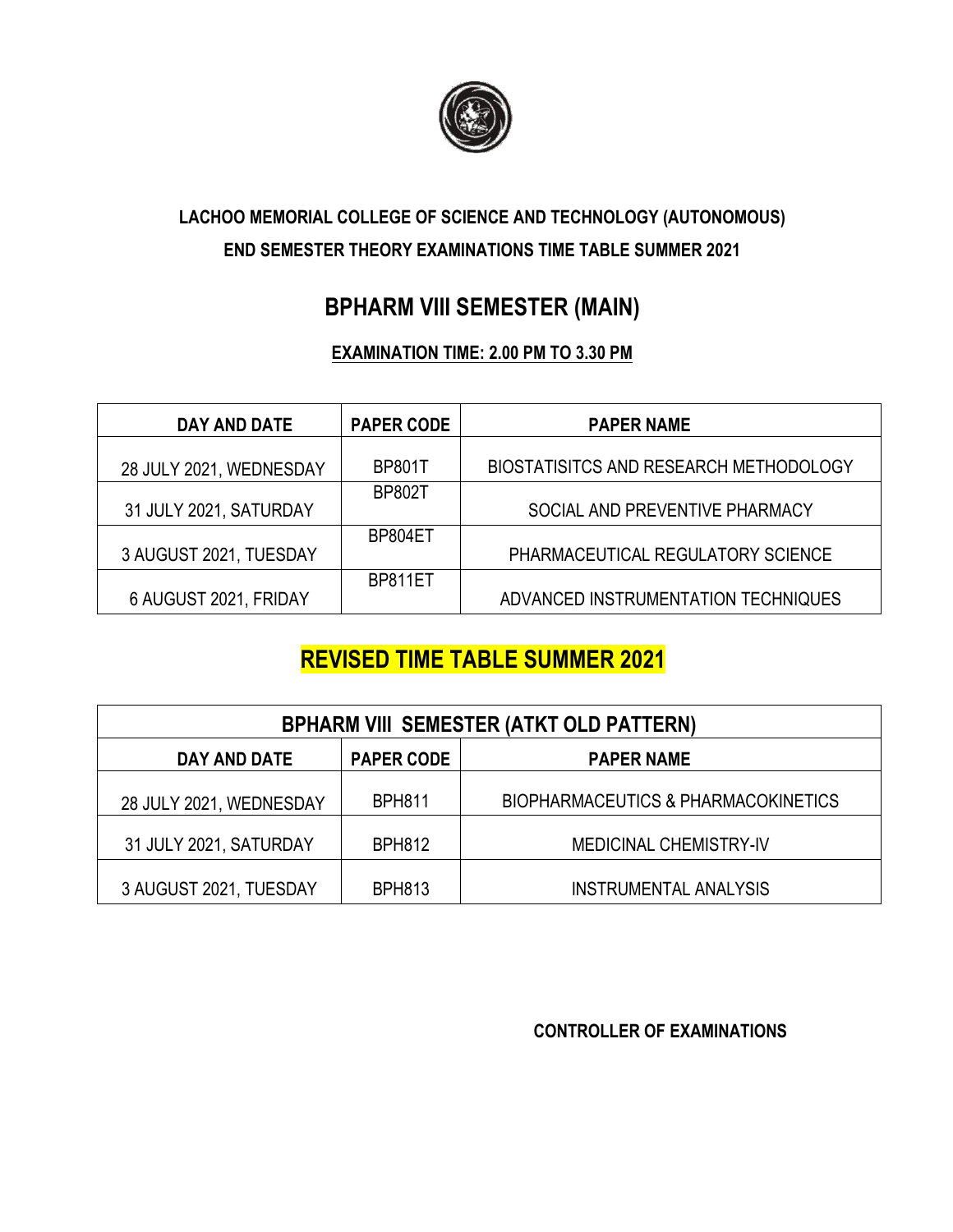**LACHOO MEMORIAL COLLEGE OF SCIENCE AND TECHNOLOGY (AUTONOMOUS)**

**END SEMESTER THEORY EXAMINATIONS TIME TABLE SUMMER 2021**

# BPHARM VIII SEMESTER (MAIN)

**EXAMINATION TIME: 2.00 PM TO 3.30 PM**

| DAY AND DATE | PAPER CODE | PAPER NAME |
|---|---|---|
| 28 JULY 2021, WEDNESDAY | BP801T | BIOSTATISITCS AND RESEARCH METHODOLOGY |
| 31 JULY 2021, SATURDAY | BP802T | SOCIAL AND PREVENTIVE PHARMACY |
| 3 AUGUST 2021, TUESDAY | BP804ET | PHARMACEUTICAL REGULATORY SCIENCE |
| 6 AUGUST 2021, FRIDAY | BP811ET | ADVANCED INSTRUMENTATION TECHNIQUES |

## REVISED TIME TABLE SUMMER 2021

| BPHARM VIII SEMESTER (ATKT OLD PATTERN) | | |
|---|---|---|
| **DAY AND DATE** | **PAPER CODE** | **PAPER NAME** |
| 28 JULY 2021, WEDNESDAY | BPH811 | BIOPHARMACEUTICS & PHARMACOKINETICS |
| 31 JULY 2021, SATURDAY | BPH812 | MEDICINAL CHEMISTRY-IV |
| 3 AUGUST 2021, TUESDAY | BPH813 | INSTRUMENTAL ANALYSIS |

**CONTROLLER OF EXAMINATIONS**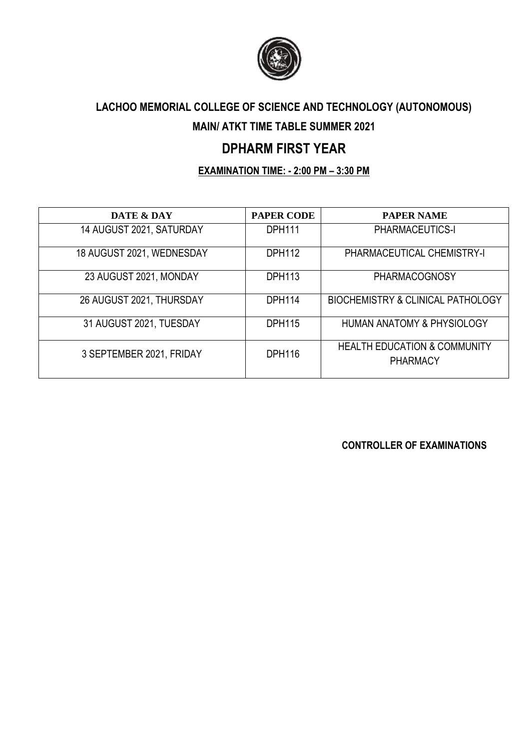## LACHOO MEMORIAL COLLEGE OF SCIENCE AND TECHNOLOGY (AUTONOMOUS)

## MAIN/ ATKT TIME TABLE SUMMER 2021

# DPHARM FIRST YEAR

**EXAMINATION TIME: - 2:00 PM – 3:30 PM**

| DATE & DAY | PAPER CODE | PAPER NAME |
|---|---|---|
| 14 AUGUST 2021, SATURDAY | DPH111 | PHARMACEUTICS-I |
| 18 AUGUST 2021, WEDNESDAY | DPH112 | PHARMACEUTICAL CHEMISTRY-I |
| 23 AUGUST 2021, MONDAY | DPH113 | PHARMACOGNOSY |
| 26 AUGUST 2021, THURSDAY | DPH114 | BIOCHEMISTRY & CLINICAL PATHOLOGY |
| 31 AUGUST 2021, TUESDAY | DPH115 | HUMAN ANATOMY & PHYSIOLOGY |
| 3 SEPTEMBER 2021, FRIDAY | DPH116 | HEALTH EDUCATION & COMMUNITY PHARMACY |

**CONTROLLER OF EXAMINATIONS**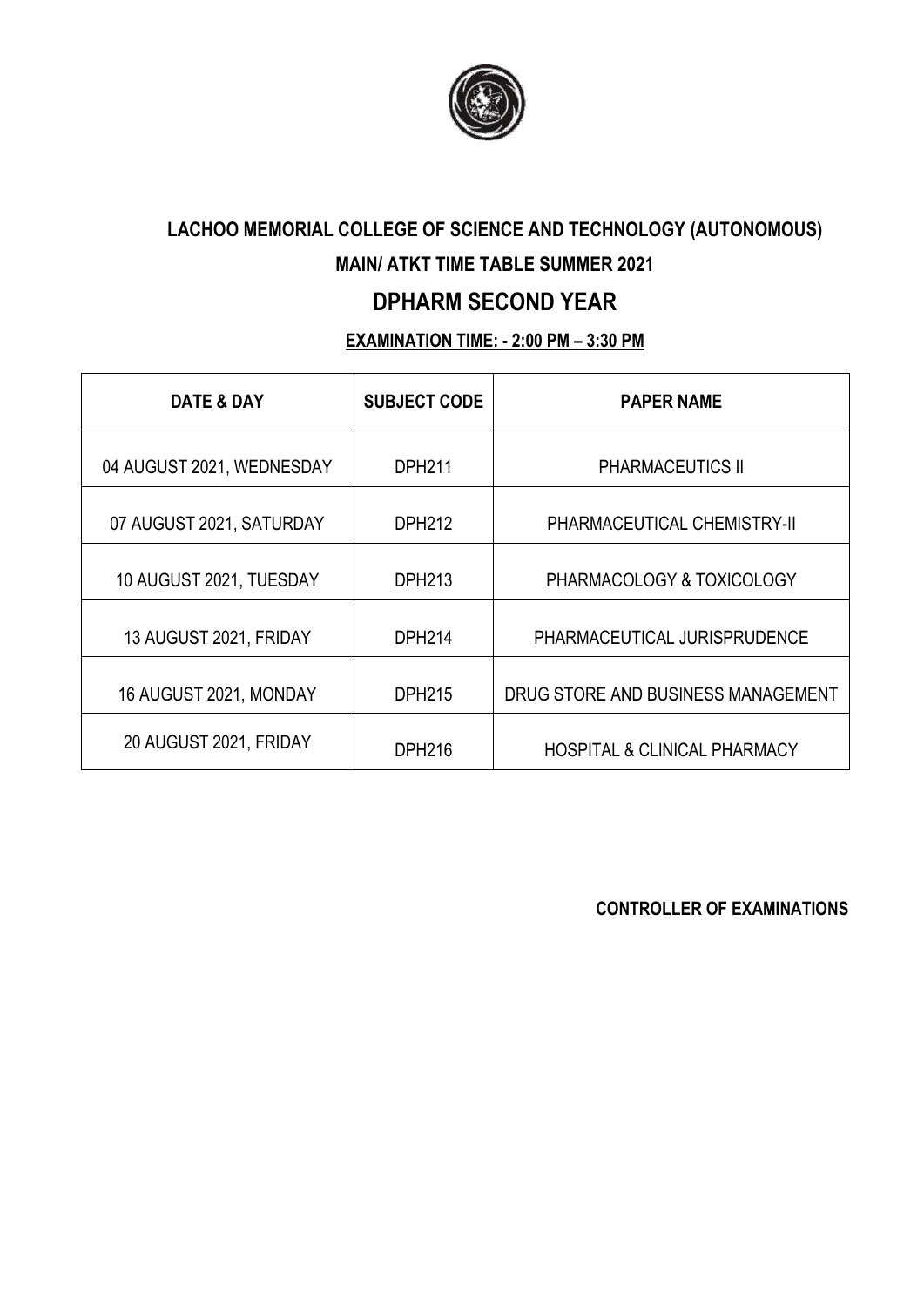## LACHOO MEMORIAL COLLEGE OF SCIENCE AND TECHNOLOGY (AUTONOMOUS)

### MAIN/ ATKT TIME TABLE SUMMER 2021

# DPHARM SECOND YEAR

**EXAMINATION TIME: - 2:00 PM – 3:30 PM**

| DATE & DAY | SUBJECT CODE | PAPER NAME |
|---|---|---|
| 04 AUGUST 2021, WEDNESDAY | DPH211 | PHARMACEUTICS II |
| 07 AUGUST 2021, SATURDAY | DPH212 | PHARMACEUTICAL CHEMISTRY-II |
| 10 AUGUST 2021, TUESDAY | DPH213 | PHARMACOLOGY & TOXICOLOGY |
| 13 AUGUST 2021, FRIDAY | DPH214 | PHARMACEUTICAL JURISPRUDENCE |
| 16 AUGUST 2021, MONDAY | DPH215 | DRUG STORE AND BUSINESS MANAGEMENT |
| 20 AUGUST 2021, FRIDAY | DPH216 | HOSPITAL & CLINICAL PHARMACY |

**CONTROLLER OF EXAMINATIONS**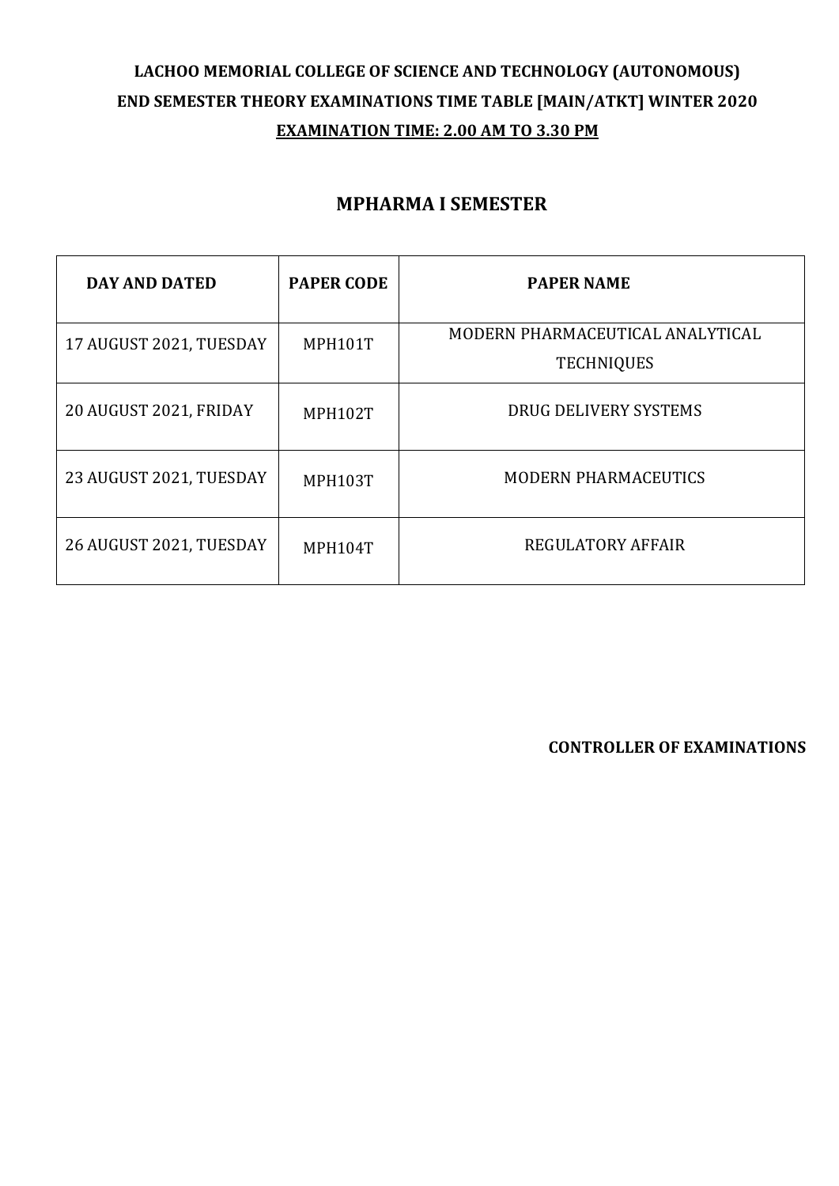**LACHOO MEMORIAL COLLEGE OF SCIENCE AND TECHNOLOGY (AUTONOMOUS)**

**END SEMESTER THEORY EXAMINATIONS TIME TABLE [MAIN/ATKT] WINTER 2020**

**EXAMINATION TIME: 2.00 AM TO 3.30 PM**

## MPHARMA I SEMESTER

| DAY AND DATED | PAPER CODE | PAPER NAME |
|---|---|---|
| 17 AUGUST 2021, TUESDAY | MPH101T | MODERN PHARMACEUTICAL ANALYTICAL TECHNIQUES |
| 20 AUGUST 2021, FRIDAY | MPH102T | DRUG DELIVERY SYSTEMS |
| 23 AUGUST 2021, TUESDAY | MPH103T | MODERN PHARMACEUTICS |
| 26 AUGUST 2021, TUESDAY | MPH104T | REGULATORY AFFAIR |

**CONTROLLER OF EXAMINATIONS**